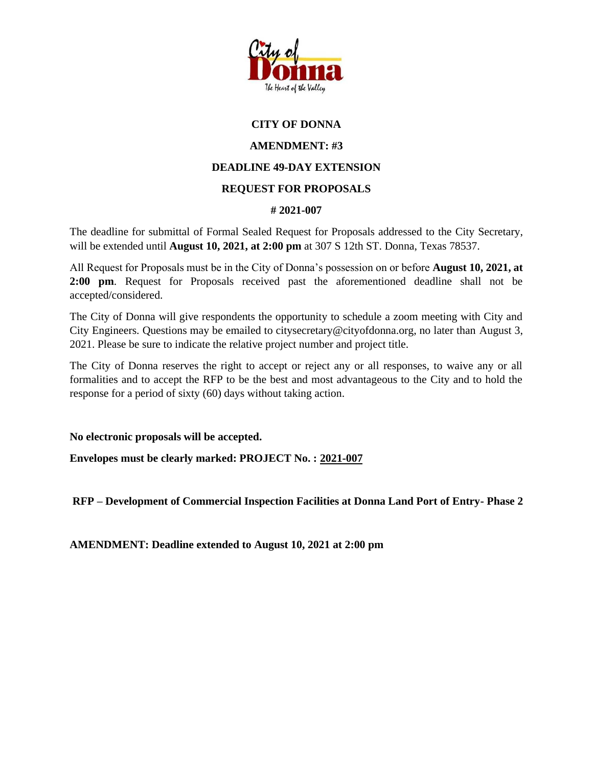**CITY OF DONNA**

**AMENDMENT: #3**

**DEADLINE 49-DAY EXTENSION**

**REQUEST FOR PROPOSALS**

**# 2021-007**

The deadline for submittal of Formal Sealed Request for Proposals addressed to the City Secretary, will be extended until **August 10, 2021, at 2:00 pm** at 307 S 12th ST. Donna, Texas 78537.

All Request for Proposals must be in the City of Donna's possession on or before **August 10, 2021, at 2:00 pm**. Request for Proposals received past the aforementioned deadline shall not be accepted/considered.

The City of Donna will give respondents the opportunity to schedule a zoom meeting with City and City Engineers. Questions may be emailed to citysecretary@cityofdonna.org, no later than August 3, 2021. Please be sure to indicate the relative project number and project title.

The City of Donna reserves the right to accept or reject any or all responses, to waive any or all formalities and to accept the RFP to be the best and most advantageous to the City and to hold the response for a period of sixty (60) days without taking action.

**No electronic proposals will be accepted.**

**Envelopes must be clearly marked: PROJECT No. : 2021-007**

**RFP – Development of Commercial Inspection Facilities at Donna Land Port of Entry- Phase 2**

**AMENDMENT: Deadline extended to August 10, 2021 at 2:00 pm**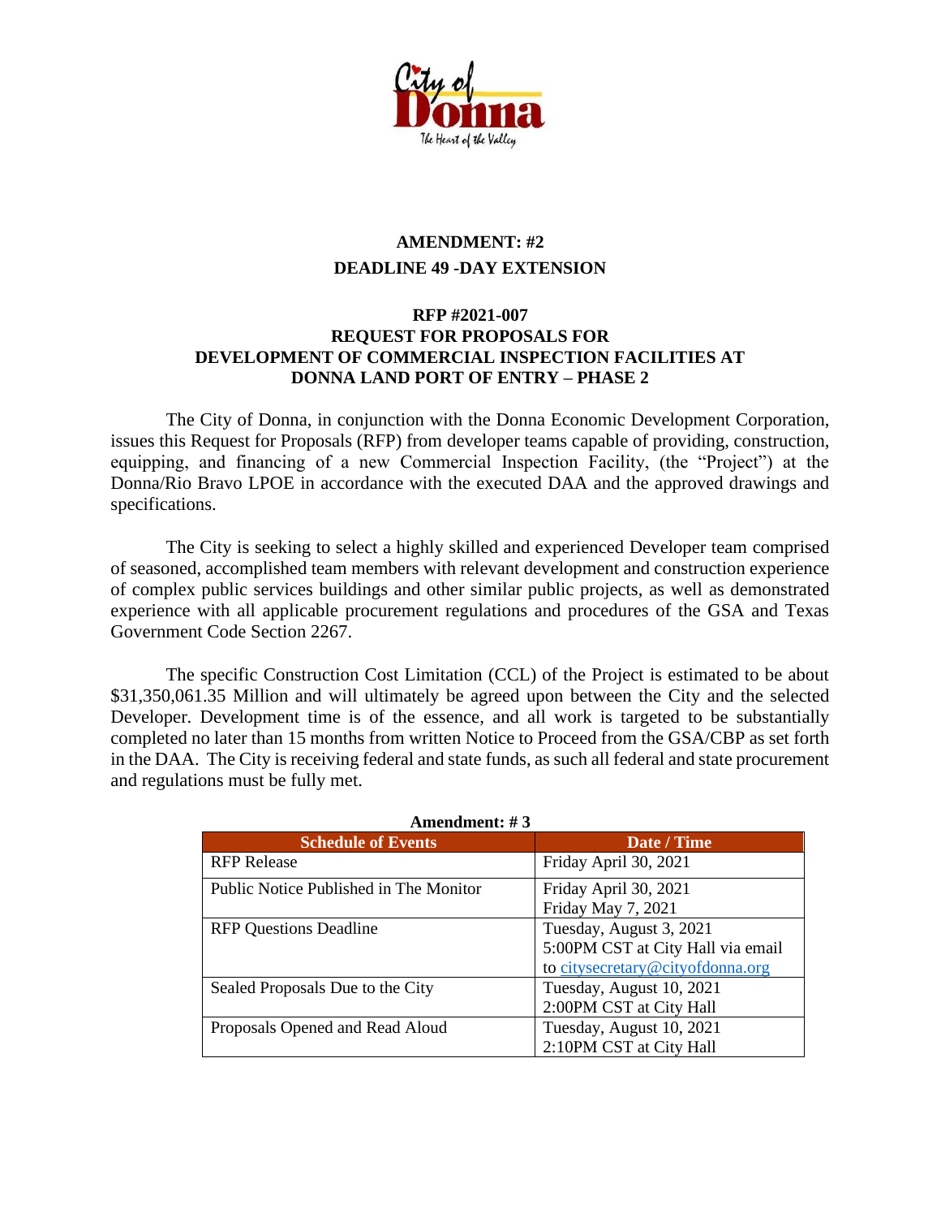**AMENDMENT: #2**

**DEADLINE 49 -DAY EXTENSION**

**RFP #2021-007**
**REQUEST FOR PROPOSALS FOR**
**DEVELOPMENT OF COMMERCIAL INSPECTION FACILITIES AT**
**DONNA LAND PORT OF ENTRY – PHASE 2**

The City of Donna, in conjunction with the Donna Economic Development Corporation, issues this Request for Proposals (RFP) from developer teams capable of providing, construction, equipping, and financing of a new Commercial Inspection Facility, (the "Project") at the Donna/Rio Bravo LPOE in accordance with the executed DAA and the approved drawings and specifications.

The City is seeking to select a highly skilled and experienced Developer team comprised of seasoned, accomplished team members with relevant development and construction experience of complex public services buildings and other similar public projects, as well as demonstrated experience with all applicable procurement regulations and procedures of the GSA and Texas Government Code Section 2267.

The specific Construction Cost Limitation (CCL) of the Project is estimated to be about $31,350,061.35 Million and will ultimately be agreed upon between the City and the selected Developer. Development time is of the essence, and all work is targeted to be substantially completed no later than 15 months from written Notice to Proceed from the GSA/CBP as set forth in the DAA. The City is receiving federal and state funds, as such all federal and state procurement and regulations must be fully met.

**Amendment: # 3**

| Schedule of Events | Date / Time |
|---|---|
| RFP Release | Friday April 30, 2021 |
| Public Notice Published in The Monitor | Friday April 30, 2021<br>Friday May 7, 2021 |
| RFP Questions Deadline | Tuesday, August 3, 2021<br>5:00PM CST at City Hall via email to citysecretary@cityofdonna.org |
| Sealed Proposals Due to the City | Tuesday, August 10, 2021<br>2:00PM CST at City Hall |
| Proposals Opened and Read Aloud | Tuesday, August 10, 2021<br>2:10PM CST at City Hall |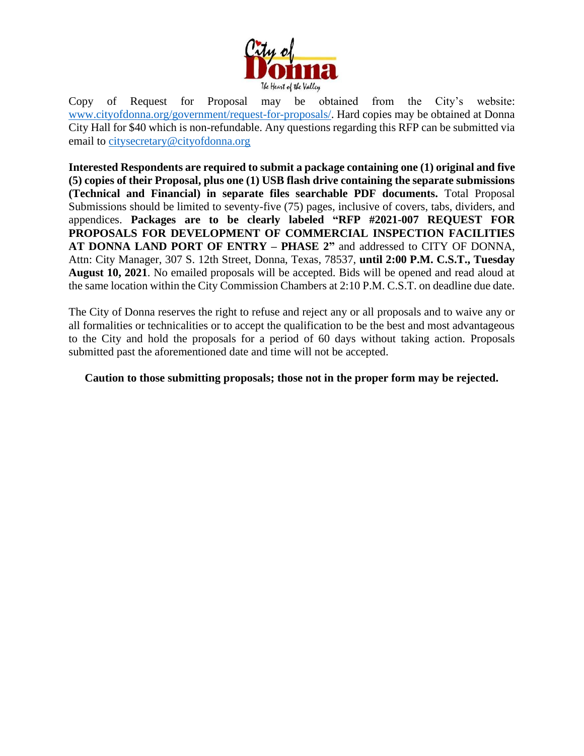Copy of Request for Proposal may be obtained from the City's website: www.cityofdonna.org/government/request-for-proposals/. Hard copies may be obtained at Donna City Hall for $40 which is non-refundable. Any questions regarding this RFP can be submitted via email to citysecretary@cityofdonna.org

**Interested Respondents are required to submit a package containing one (1) original and five (5) copies of their Proposal, plus one (1) USB flash drive containing the separate submissions (Technical and Financial) in separate files searchable PDF documents.** Total Proposal Submissions should be limited to seventy-five (75) pages, inclusive of covers, tabs, dividers, and appendices. **Packages are to be clearly labeled "RFP #2021-007 REQUEST FOR PROPOSALS FOR DEVELOPMENT OF COMMERCIAL INSPECTION FACILITIES AT DONNA LAND PORT OF ENTRY – PHASE 2"** and addressed to CITY OF DONNA, Attn: City Manager, 307 S. 12th Street, Donna, Texas, 78537, **until 2:00 P.M. C.S.T., Tuesday August 10, 2021**. No emailed proposals will be accepted. Bids will be opened and read aloud at the same location within the City Commission Chambers at 2:10 P.M. C.S.T. on deadline due date.

The City of Donna reserves the right to refuse and reject any or all proposals and to waive any or all formalities or technicalities or to accept the qualification to be the best and most advantageous to the City and hold the proposals for a period of 60 days without taking action. Proposals submitted past the aforementioned date and time will not be accepted.

**Caution to those submitting proposals; those not in the proper form may be rejected.**